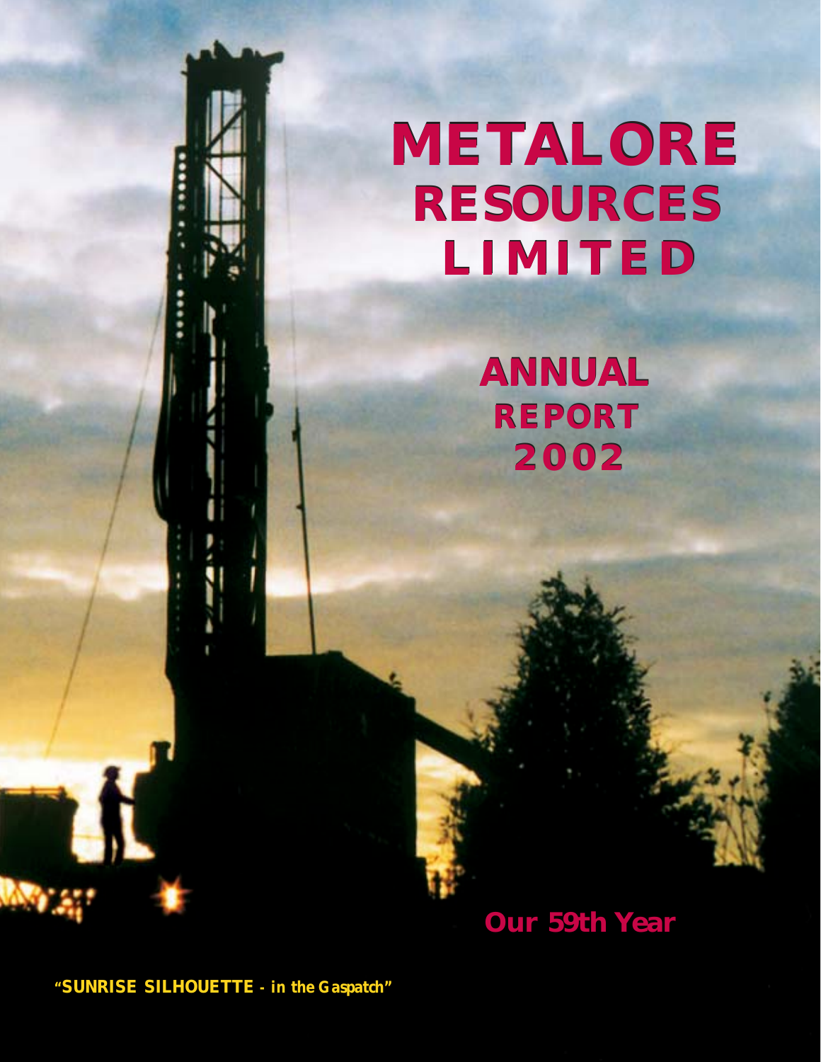# METALORE RESOURCES LIMITED

## ANNUAL REPORT 2002

**Our 59th Year**

**"SUNRISE SILHOUETTE - in the Gaspatch"**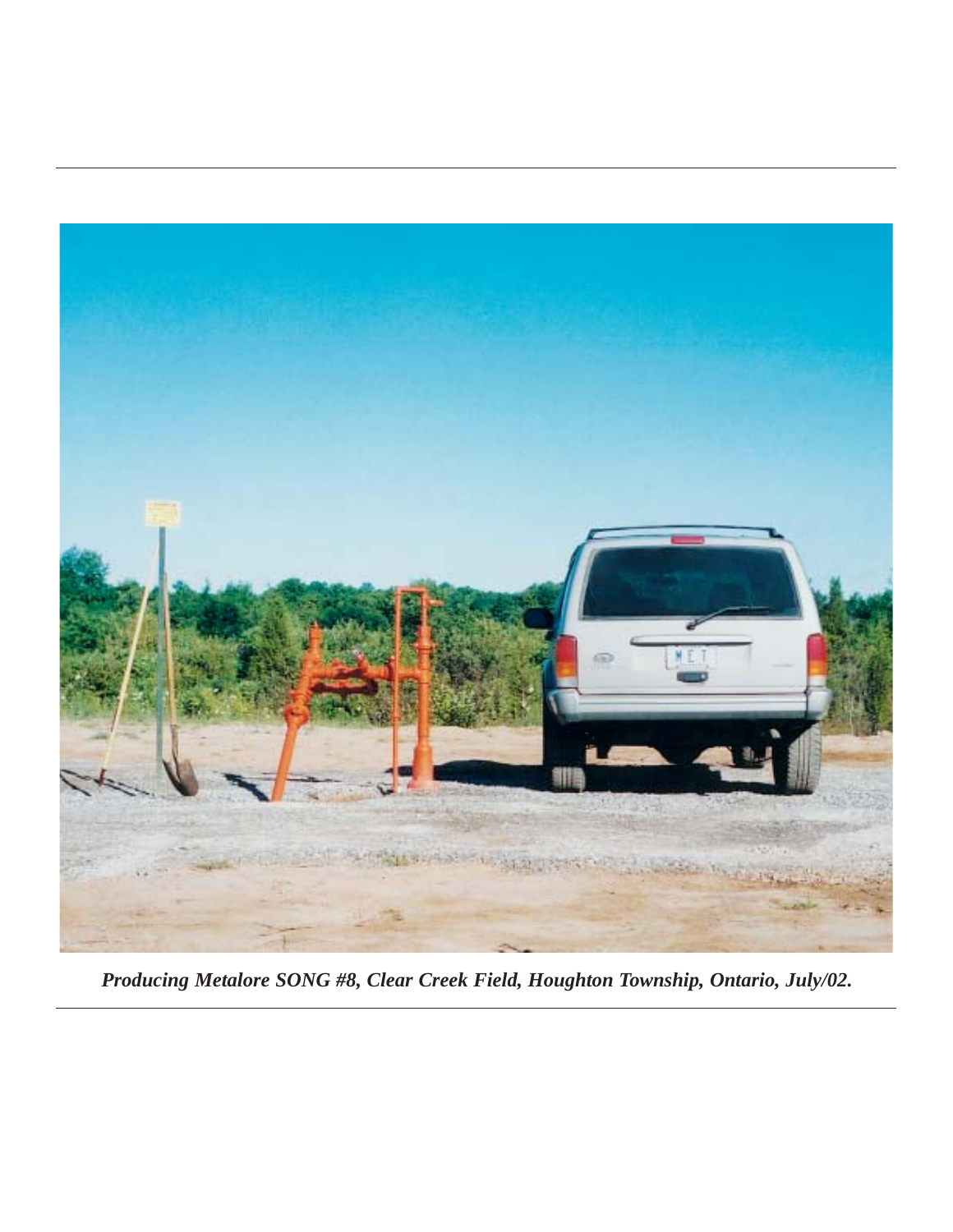*Producing Metalore SONG #8, Clear Creek Field, Houghton Township, Ontario, July/02.*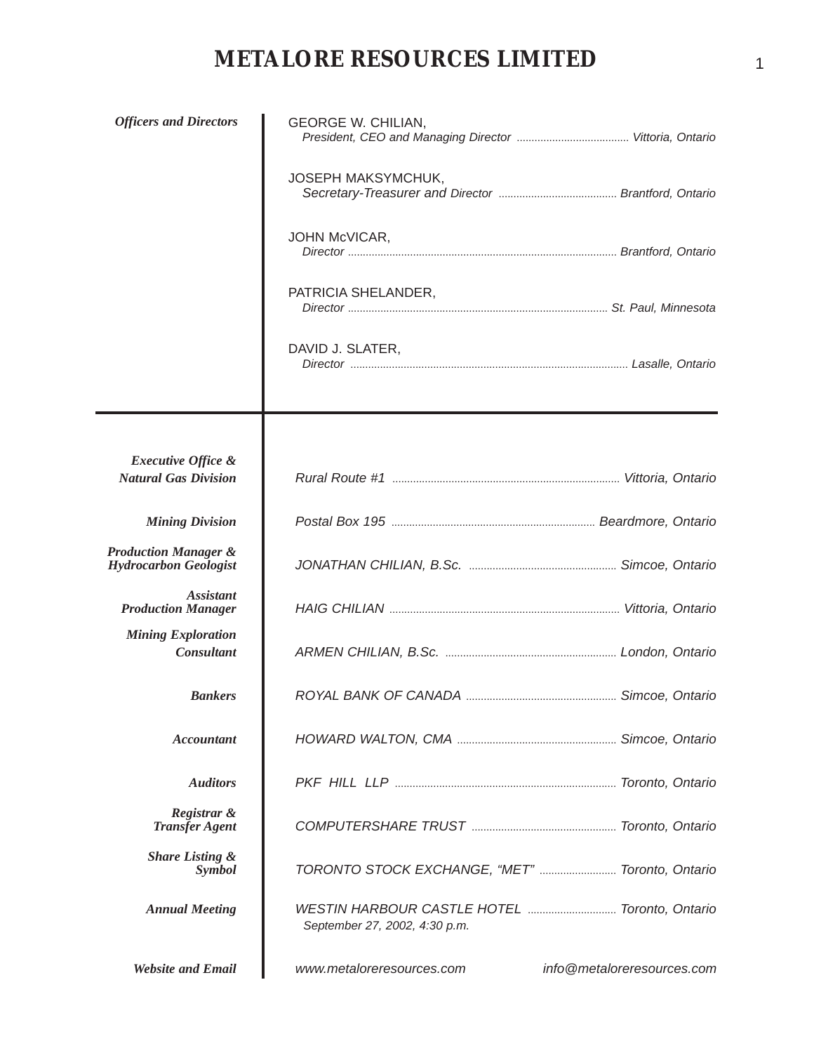# METALORE RESOURCES LIMITED

| | |
|---|---|
| ***Officers and Directors*** | GEORGE W. CHILIAN, *President, CEO and Managing Director* ...... *Vittoria, Ontario* |
| | JOSEPH MAKSYMCHUK, *Secretary-Treasurer and Director* ...... *Brantford, Ontario* |
| | JOHN McVICAR, *Director* ...... *Brantford, Ontario* |
| | PATRICIA SHELANDER, *Director* ...... *St. Paul, Minnesota* |
| | DAVID J. SLATER, *Director* ...... *Lasalle, Ontario* |

| | |
|---|---|
| ***Executive Office & Natural Gas Division*** | *Rural Route #1* ...... *Vittoria, Ontario* |
| ***Mining Division*** | *Postal Box 195* ...... *Beardmore, Ontario* |
| ***Production Manager & Hydrocarbon Geologist*** | *JONATHAN CHILIAN, B.Sc.* ...... *Simcoe, Ontario* |
| ***Assistant Production Manager*** | *HAIG CHILIAN* ...... *Vittoria, Ontario* |
| ***Mining Exploration Consultant*** | *ARMEN CHILIAN, B.Sc.* ...... *London, Ontario* |
| ***Bankers*** | *ROYAL BANK OF CANADA* ...... *Simcoe, Ontario* |
| ***Accountant*** | *HOWARD WALTON, CMA* ...... *Simcoe, Ontario* |
| ***Auditors*** | *PKF HILL LLP* ...... *Toronto, Ontario* |
| ***Registrar & Transfer Agent*** | *COMPUTERSHARE TRUST* ...... *Toronto, Ontario* |
| ***Share Listing & Symbol*** | *TORONTO STOCK EXCHANGE, "MET"* ...... *Toronto, Ontario* |
| ***Annual Meeting*** | *WESTIN HARBOUR CASTLE HOTEL* ...... *Toronto, Ontario* *September 27, 2002, 4:30 p.m.* |
| ***Website and Email*** | *www.metaloreresources.com* *info@metaloreresources.com* |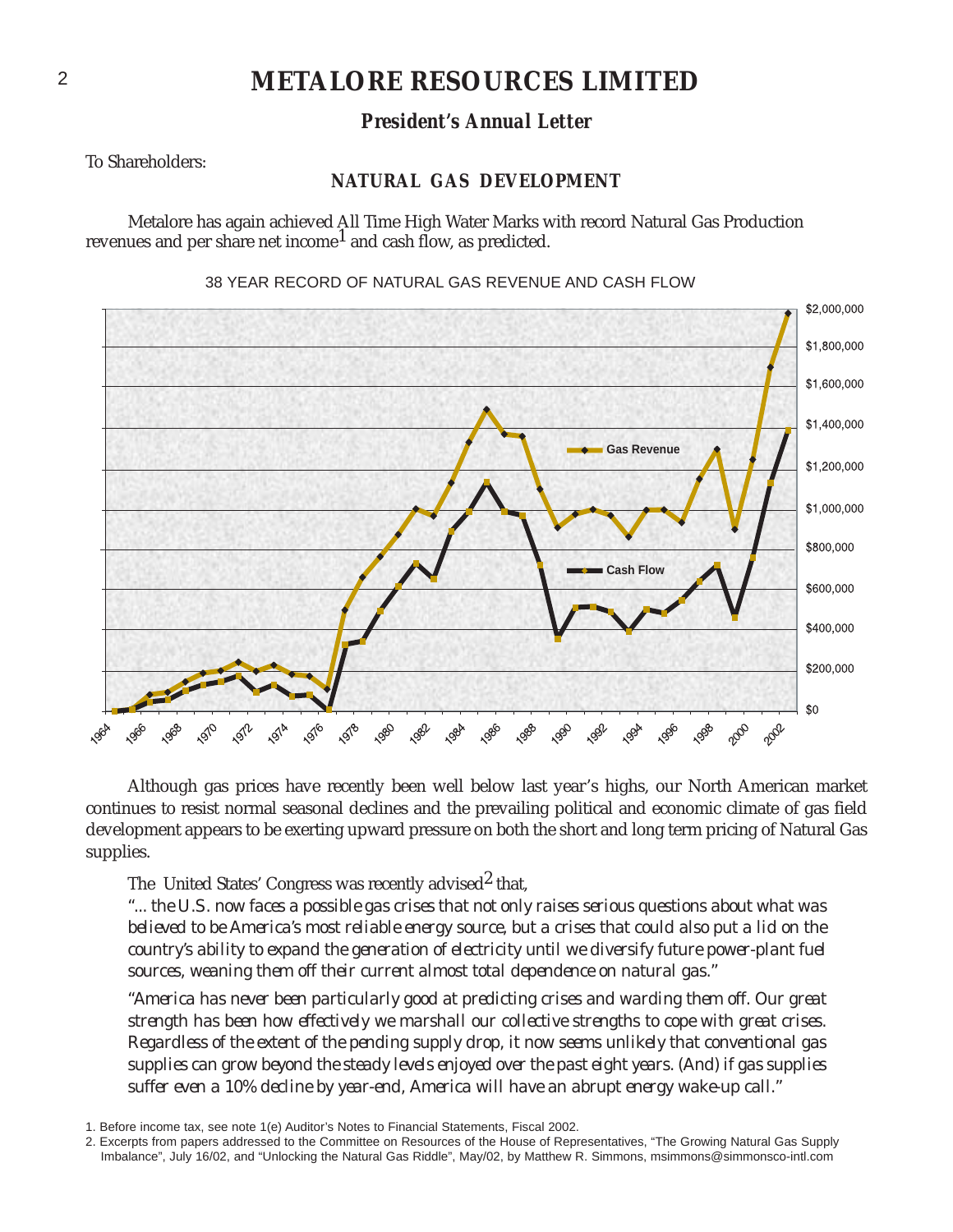# METALORE RESOURCES LIMITED

### *President's Annual Letter*

To Shareholders:

## NATURAL GAS DEVELOPMENT

Metalore has again achieved All Time High Water Marks with record Natural Gas Production revenues and per share net income[1] and cash flow, as predicted.

38 YEAR RECORD OF NATURAL GAS REVENUE AND CASH FLOW

Although gas prices have recently been well below last year's highs, our North American market continues to resist normal seasonal declines and the prevailing political and economic climate of gas field development appears to be exerting upward pressure on both the short and long term pricing of Natural Gas supplies.

The United States' Congress was recently advised[2] that,

*"... the U.S. now faces a possible gas crises that not only raises serious questions about what was believed to be America's most reliable energy source, but a crises that could also put a lid on the country's ability to expand the generation of electricity until we diversify future power-plant fuel sources, weaning them off their current almost total dependence on natural gas."*

*"America has never been particularly good at predicting crises and warding them off. Our great strength has been how effectively we marshall our collective strengths to cope with great crises. Regardless of the extent of the pending supply drop, it now seems unlikely that conventional gas supplies can grow beyond the steady levels enjoyed over the past eight years. (And) if gas supplies suffer even a 10% decline by year-end, America will have an abrupt energy wake-up call."*

1. Before income tax, see note 1(e) Auditor's Notes to Financial Statements, Fiscal 2002.
2. Excerpts from papers addressed to the Committee on Resources of the House of Representatives, "The Growing Natural Gas Supply Imbalance", July 16/02, and "Unlocking the Natural Gas Riddle", May/02, by Matthew R. Simmons, msimmons@simmonsco-intl.com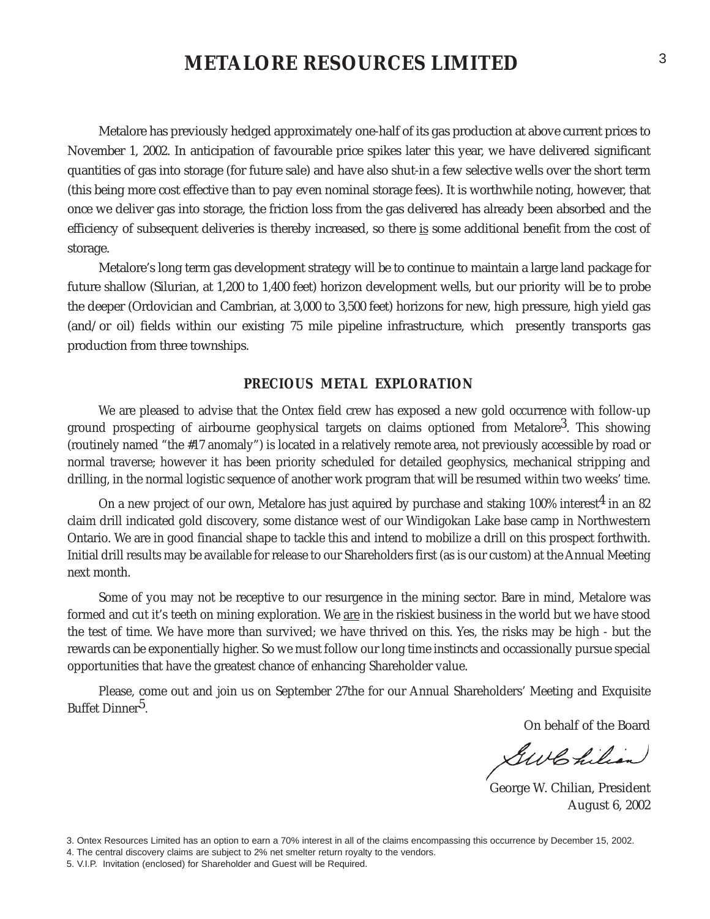## METALORE RESOURCES LIMITED

Metalore has previously hedged approximately one-half of its gas production at above current prices to November 1, 2002. In anticipation of favourable price spikes later this year, we have delivered significant quantities of gas into storage (for future sale) and have also shut-in a few selective wells over the short term (this being more cost effective than to pay even nominal storage fees). It is worthwhile noting, however, that once we deliver gas into storage, the friction loss from the gas delivered has already been absorbed and the efficiency of subsequent deliveries is thereby increased, so there is some additional benefit from the cost of storage.

Metalore's long term gas development strategy will be to continue to maintain a large land package for future shallow (Silurian, at 1,200 to 1,400 feet) horizon development wells, but our priority will be to probe the deeper (Ordovician and Cambrian, at 3,000 to 3,500 feet) horizons for new, high pressure, high yield gas (and/or oil) fields within our existing 75 mile pipeline infrastructure, which presently transports gas production from three townships.

### *PRECIOUS METAL EXPLORATION*

We are pleased to advise that the Ontex field crew has exposed a new gold occurrence with follow-up ground prospecting of airbourne geophysical targets on claims optioned from Metalore[3]. This showing (routinely named "the #17 anomaly") is located in a relatively remote area, not previously accessible by road or normal traverse; however it has been priority scheduled for detailed geophysics, mechanical stripping and drilling, in the normal logistic sequence of another work program that will be resumed within two weeks' time.

On a new project of our own, Metalore has just aquired by purchase and staking 100% interest[4] in an 82 claim drill indicated gold discovery, some distance west of our Windigokan Lake base camp in Northwestern Ontario. We are in good financial shape to tackle this and intend to mobilize a drill on this prospect forthwith. Initial drill results may be available for release to our Shareholders first (as is our custom) at the Annual Meeting next month.

Some of you may not be receptive to our resurgence in the mining sector. Bare in mind, Metalore was formed and cut it's teeth on mining exploration. We are in the riskiest business in the world but we have stood the test of time. We have more than survived; we have thrived on this. Yes, the risks may be high - but the rewards can be exponentially higher. So we must follow our long time instincts and occassionally pursue special opportunities that have the greatest chance of enhancing Shareholder value.

Please, come out and join us on September 27the for our Annual Shareholders' Meeting and Exquisite Buffet Dinner[5].

On behalf of the Board

George W. Chilian, President
August 6, 2002

3. Ontex Resources Limited has an option to earn a 70% interest in all of the claims encompassing this occurrence by December 15, 2002.
4. The central discovery claims are subject to 2% net smelter return royalty to the vendors.
5. V.I.P. Invitation (enclosed) for Shareholder and Guest will be Required.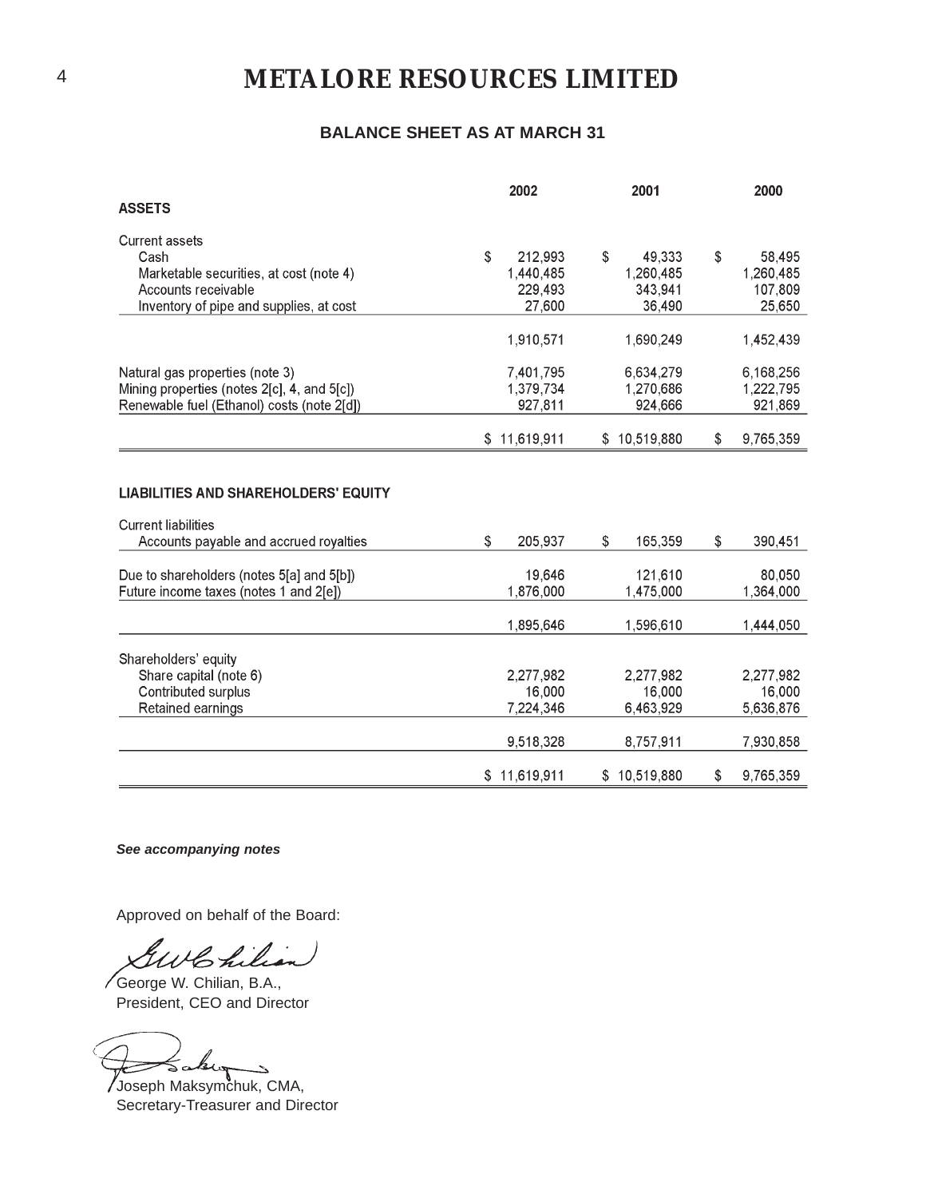# METALORE RESOURCES LIMITED

### BALANCE SHEET AS AT MARCH 31

| | 2002 | 2001 | 2000 |
|---|---|---|---|
| **ASSETS** | | | |
| Current assets | | | |
| Cash | $ 212,993 | $ 49,333 | $ 58,495 |
| Marketable securities, at cost (note 4) | 1,440,485 | 1,260,485 | 1,260,485 |
| Accounts receivable | 229,493 | 343,941 | 107,809 |
| Inventory of pipe and supplies, at cost | 27,600 | 36,490 | 25,650 |
| | 1,910,571 | 1,690,249 | 1,452,439 |
| Natural gas properties (note 3) | 7,401,795 | 6,634,279 | 6,168,256 |
| Mining properties (notes 2[c], 4, and 5[c]) | 1,379,734 | 1,270,686 | 1,222,795 |
| Renewable fuel (Ethanol) costs (note 2[d]) | 927,811 | 924,666 | 921,869 |
| | $ 11,619,911 | $ 10,519,880 | $ 9,765,359 |
| **LIABILITIES AND SHAREHOLDERS' EQUITY** | | | |
| Current liabilities | | | |
| Accounts payable and accrued royalties | $ 205,937 | $ 165,359 | $ 390,451 |
| Due to shareholders (notes 5[a] and 5[b]) | 19,646 | 121,610 | 80,050 |
| Future income taxes (notes 1 and 2[e]) | 1,876,000 | 1,475,000 | 1,364,000 |
| | 1,895,646 | 1,596,610 | 1,444,050 |
| Shareholders' equity | | | |
| Share capital (note 6) | 2,277,982 | 2,277,982 | 2,277,982 |
| Contributed surplus | 16,000 | 16,000 | 16,000 |
| Retained earnings | 7,224,346 | 6,463,929 | 5,636,876 |
| | 9,518,328 | 8,757,911 | 7,930,858 |
| | $ 11,619,911 | $ 10,519,880 | $ 9,765,359 |

***See accompanying notes***

Approved on behalf of the Board:

George W. Chilian, B.A.,
President, CEO and Director

Joseph Maksymchuk, CMA,
Secretary-Treasurer and Director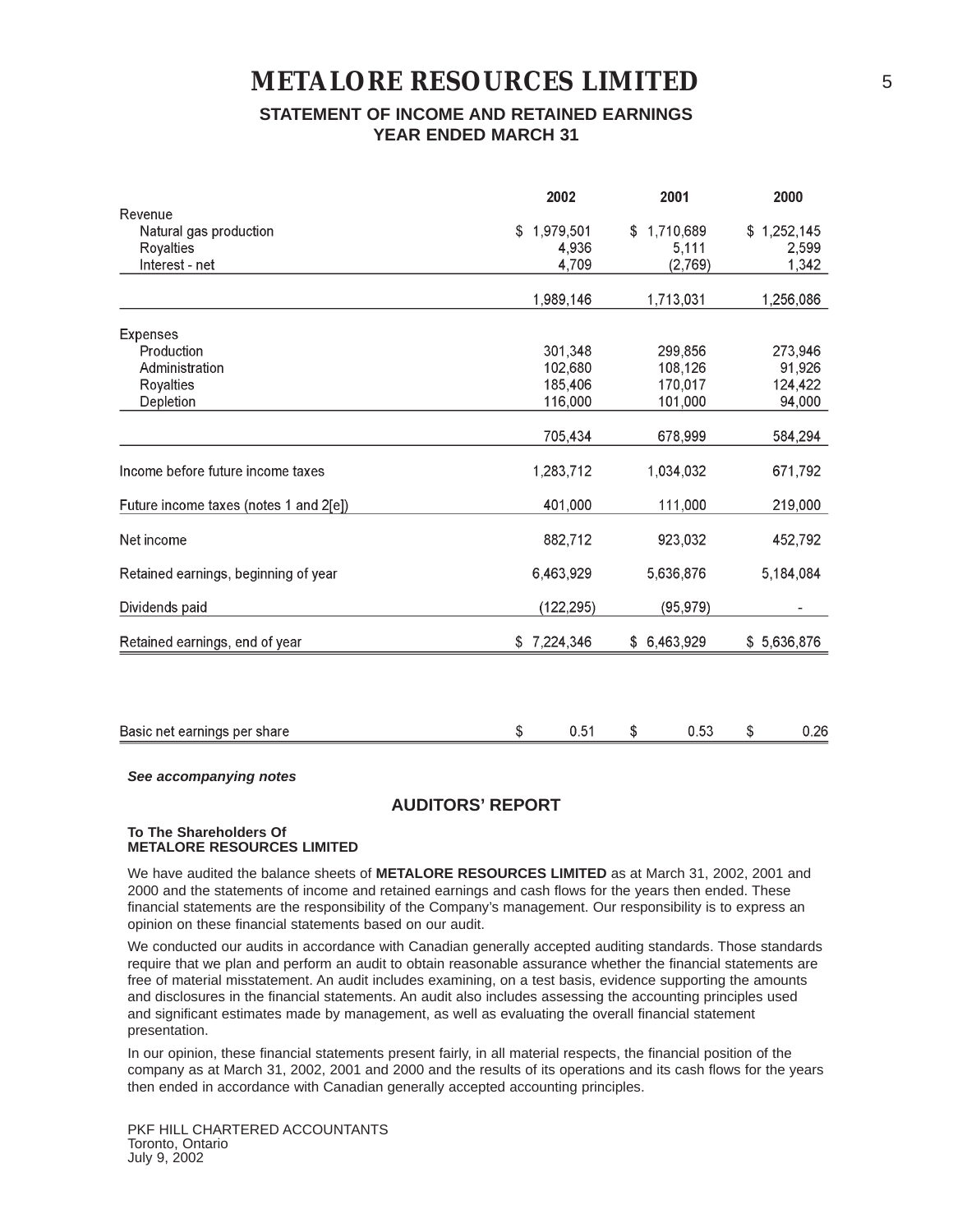# METALORE RESOURCES LIMITED

## STATEMENT OF INCOME AND RETAINED EARNINGS
## YEAR ENDED MARCH 31

| | 2002 | 2001 | 2000 |
|---|---|---|---|
| Revenue | | | |
| Natural gas production | $ 1,979,501 | $ 1,710,689 | $ 1,252,145 |
| Royalties | 4,936 | 5,111 | 2,599 |
| Interest - net | 4,709 | (2,769) | 1,342 |
| | 1,989,146 | 1,713,031 | 1,256,086 |
| Expenses | | | |
| Production | 301,348 | 299,856 | 273,946 |
| Administration | 102,680 | 108,126 | 91,926 |
| Royalties | 185,406 | 170,017 | 124,422 |
| Depletion | 116,000 | 101,000 | 94,000 |
| | 705,434 | 678,999 | 584,294 |
| Income before future income taxes | 1,283,712 | 1,034,032 | 671,792 |
| Future income taxes (notes 1 and 2[e]) | 401,000 | 111,000 | 219,000 |
| Net income | 882,712 | 923,032 | 452,792 |
| Retained earnings, beginning of year | 6,463,929 | 5,636,876 | 5,184,084 |
| Dividends paid | (122,295) | (95,979) | - |
| Retained earnings, end of year | $ 7,224,346 | $ 6,463,929 | $ 5,636,876 |
| Basic net earnings per share | $ 0.51 | $ 0.53 | $ 0.26 |

***See accompanying notes***

## AUDITORS' REPORT

**To The Shareholders Of**
**METALORE RESOURCES LIMITED**

We have audited the balance sheets of **METALORE RESOURCES LIMITED** as at March 31, 2002, 2001 and 2000 and the statements of income and retained earnings and cash flows for the years then ended. These financial statements are the responsibility of the Company's management. Our responsibility is to express an opinion on these financial statements based on our audit.

We conducted our audits in accordance with Canadian generally accepted auditing standards. Those standards require that we plan and perform an audit to obtain reasonable assurance whether the financial statements are free of material misstatement. An audit includes examining, on a test basis, evidence supporting the amounts and disclosures in the financial statements. An audit also includes assessing the accounting principles used and significant estimates made by management, as well as evaluating the overall financial statement presentation.

In our opinion, these financial statements present fairly, in all material respects, the financial position of the company as at March 31, 2002, 2001 and 2000 and the results of its operations and its cash flows for the years then ended in accordance with Canadian generally accepted accounting principles.

PKF HILL CHARTERED ACCOUNTANTS
Toronto, Ontario
July 9, 2002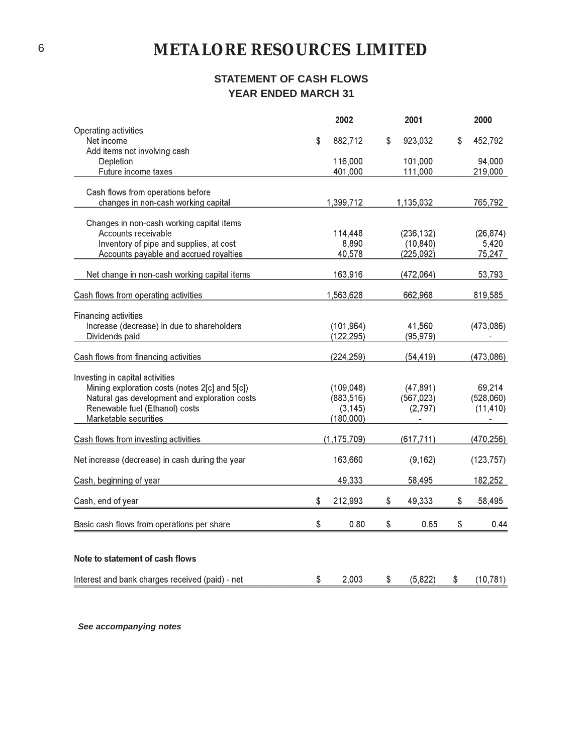# METALORE RESOURCES LIMITED

## STATEMENT OF CASH FLOWS
## YEAR ENDED MARCH 31

| | 2002 | 2001 | 2000 |
|---|---|---|---|
| Operating activities | | | |
| Net income | $ 882,712 | $ 923,032 | $ 452,792 |
| Add items not involving cash | | | |
| Depletion | 116,000 | 101,000 | 94,000 |
| Future income taxes | 401,000 | 111,000 | 219,000 |
| Cash flows from operations before changes in non-cash working capital | 1,399,712 | 1,135,032 | 765,792 |
| Changes in non-cash working capital items | | | |
| Accounts receivable | 114,448 | (236,132) | (26,874) |
| Inventory of pipe and supplies, at cost | 8,890 | (10,840) | 5,420 |
| Accounts payable and accrued royalties | 40,578 | (225,092) | 75,247 |
| Net change in non-cash working capital items | 163,916 | (472,064) | 53,793 |
| Cash flows from operating activities | 1,563,628 | 662,968 | 819,585 |
| Financing activities | | | |
| Increase (decrease) in due to shareholders | (101,964) | 41,560 | (473,086) |
| Dividends paid | (122,295) | (95,979) | - |
| Cash flows from financing activities | (224,259) | (54,419) | (473,086) |
| Investing in capital activities | | | |
| Mining exploration costs (notes 2[c] and 5[c]) | (109,048) | (47,891) | 69,214 |
| Natural gas development and exploration costs | (883,516) | (567,023) | (528,060) |
| Renewable fuel (Ethanol) costs | (3,145) | (2,797) | (11,410) |
| Marketable securities | (180,000) | - | - |
| Cash flows from investing activities | (1,175,709) | (617,711) | (470,256) |
| Net increase (decrease) in cash during the year | 163,660 | (9,162) | (123,757) |
| Cash, beginning of year | 49,333 | 58,495 | 182,252 |
| Cash, end of year | $ 212,993 | $ 49,333 | $ 58,495 |
| Basic cash flows from operations per share | $ 0.80 | $ 0.65 | $ 0.44 |

**Note to statement of cash flows**

| | 2002 | 2001 | 2000 |
|---|---|---|---|
| Interest and bank charges received (paid) - net | $ 2,003 | $ (5,822) | $ (10,781) |

*See accompanying notes*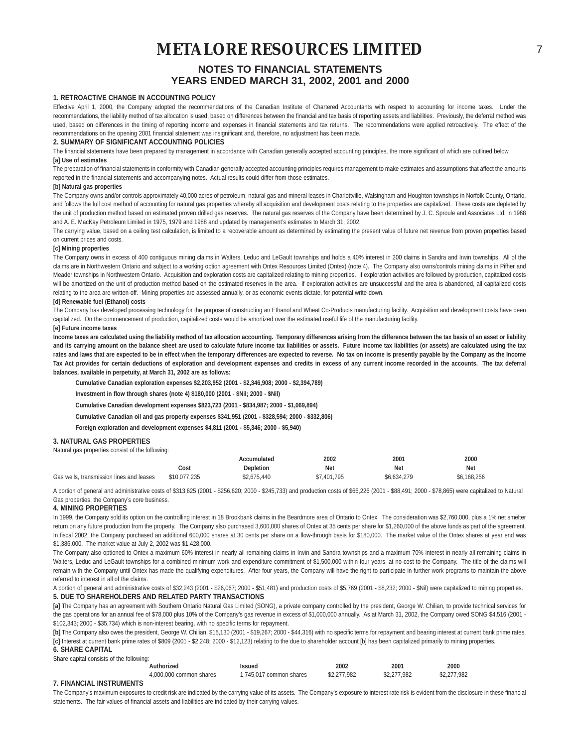# METALORE RESOURCES LIMITED

## NOTES TO FINANCIAL STATEMENTS
## YEARS ENDED MARCH 31, 2002, 2001 and 2000

### 1. RETROACTIVE CHANGE IN ACCOUNTING POLICY

Effective April 1, 2000, the Company adopted the recommendations of the Canadian Institute of Chartered Accountants with respect to accounting for income taxes. Under the recommendations, the liability method of tax allocation is used, based on differences between the financial and tax basis of reporting assets and liabilities. Previously, the deferral method was used, based on differences in the timing of reporting income and expenses in financial statements and tax returns. The recommendations were applied retroactively. The effect of the recommendations on the opening 2001 financial statement was insignificant and, therefore, no adjustment has been made.

### 2. SUMMARY OF SIGNIFICANT ACCOUNTING POLICIES

The financial statements have been prepared by management in accordance with Canadian generally accepted accounting principles, the more significant of which are outlined below.

**[a] Use of estimates**

The preparation of financial statements in conformity with Canadian generally accepted accounting principles requires management to make estimates and assumptions that affect the amounts reported in the financial statements and accompanying notes. Actual results could differ from those estimates.

**[b] Natural gas properties**

The Company owns and/or controls approximately 40,000 acres of petroleum, natural gas and mineral leases in Charlottville, Walsingham and Houghton townships in Norfolk County, Ontario, and follows the full cost method of accounting for natural gas properties whereby all acquisition and development costs relating to the properties are capitalized. These costs are depleted by the unit of production method based on estimated proven drilled gas reserves. The natural gas reserves of the Company have been determined by J. C. Sproule and Associates Ltd. in 1968 and A. E. MacKay Petroleum Limited in 1975, 1979 and 1988 and updated by management's estimates to March 31, 2002.

The carrying value, based on a ceiling test calculation, is limited to a recoverable amount as determined by estimating the present value of future net revenue from proven properties based on current prices and costs.

**[c] Mining properties**

The Company owns in excess of 400 contiguous mining claims in Walters, Leduc and LeGault townships and holds a 40% interest in 200 claims in Sandra and Irwin townships. All of the claims are in Northwestern Ontario and subject to a working option agreement with Ontex Resources Limited (Ontex) (note 4). The Company also owns/controls mining claims in Pifher and Meader townships in Northwestern Ontario. Acquisition and exploration costs are capitalized relating to mining properties. If exploration activities are followed by production, capitalized costs will be amortized on the unit of production method based on the estimated reserves in the area. If exploration activities are unsuccessful and the area is abandoned, all capitalized costs relating to the area are written-off. Mining properties are assessed annually, or as economic events dictate, for potential write-down.

**[d] Renewable fuel (Ethanol) costs**

The Company has developed processing technology for the purpose of constructing an Ethanol and Wheat Co-Products manufacturing facility. Acquisition and development costs have been capitalized. On the commencement of production, capitalized costs would be amortized over the estimated useful life of the manufacturing facility.

**[e] Future income taxes**

**Income taxes are calculated using the liability method of tax allocation accounting. Temporary differences arising from the difference between the tax basis of an asset or liability and its carrying amount on the balance sheet are used to calculate future income tax liabilities or assets. Future income tax liabilities (or assets) are calculated using the tax rates and laws that are expected to be in effect when the temporary differences are expected to reverse. No tax on income is presently payable by the Company as the Income Tax Act provides for certain deductions of exploration and development expenses and credits in excess of any current income recorded in the accounts. The tax deferral balances, available in perpetuity, at March 31, 2002 are as follows:**

**Cumulative Canadian exploration expenses $2,203,952 (2001 - $2,346,908; 2000 - $2,394,789)**

**Investment in flow through shares (note 4) $180,000 (2001 - $Nil; 2000 - $Nil)**

**Cumulative Canadian development expenses $823,723 (2001 - $834,987; 2000 - $1,069,894)**

**Cumulative Canadian oil and gas property expenses $341,951 (2001 - $328,594; 2000 - $332,806)**

**Foreign exploration and development expenses $4,811 (2001 - $5,346; 2000 - $5,940)**

### 3. NATURAL GAS PROPERTIES

Natural gas properties consist of the following:

| | Cost | Accumulated Depletion | 2002 Net | 2001 Net | 2000 Net |
|---|---|---|---|---|---|
| Gas wells, transmission lines and leases | $10,077,235 | $2,675,440 | $7,401,795 | $6,634,279 | $6,168,256 |

A portion of general and administrative costs of $313,625 (2001 - $256,620; 2000 - $245,733) and production costs of $66,226 (2001 - $88,491; 2000 - $78,865) were capitalized to Natural Gas properties, the Company's core business.

### 4. MINING PROPERTIES

In 1999, the Company sold its option on the controlling interest in 18 Brookbank claims in the Beardmore area of Ontario to Ontex. The consideration was $2,760,000, plus a 1% net smelter return on any future production from the property. The Company also purchased 3,600,000 shares of Ontex at 35 cents per share for $1,260,000 of the above funds as part of the agreement. In fiscal 2002, the Company purchased an additional 600,000 shares at 30 cents per share on a flow-through basis for $180,000. The market value of the Ontex shares at year end was $1,386,000. The market value at July 2, 2002 was $1,428,000.

The Company also optioned to Ontex a maximum 60% interest in nearly all remaining claims in Irwin and Sandra townships and a maximum 70% interest in nearly all remaining claims in Walters, Leduc and LeGault townships for a combined minimum work and expenditure commitment of $1,500,000 within four years, at no cost to the Company. The title of the claims will remain with the Company until Ontex has made the qualifying expenditures. After four years, the Company will have the right to participate in further work programs to maintain the above referred to interest in all of the claims.

A portion of general and administrative costs of $32,243 (2001 - $26,067; 2000 - $51,481) and production costs of $5,769 (2001 - $8,232; 2000 - $Nil) were capitalized to mining properties.

### 5. DUE TO SHAREHOLDERS AND RELATED PARTY TRANSACTIONS

**[a]** The Company has an agreement with Southern Ontario Natural Gas Limited (SONG), a private company controlled by the president, George W. Chilian, to provide technical services for the gas operations for an annual fee of $78,000 plus 10% of the Company's gas revenue in excess of $1,000,000 annually. As at March 31, 2002, the Company owed SONG $4,516 (2001 - $102,343; 2000 - $35,734) which is non-interest bearing, with no specific terms for repayment.

**[b]** The Company also owes the president, George W. Chilian, $15,130 (2001 - $19,267; 2000 - $44,316) with no specific terms for repayment and bearing interest at current bank prime rates.

**[c]** Interest at current bank prime rates of $809 (2001 - $2,248; 2000 - $12,123) relating to the due to shareholder account [b] has been capitalized primarily to mining properties.

### 6. SHARE CAPITAL

Share capital consists of the following:

| Authorized | Issued | 2002 | 2001 | 2000 |
|---|---|---|---|---|
| 4,000,000 common shares | 1,745,017 common shares | $2,277,982 | $2,277,982 | $2,277,982 |

### 7. FINANCIAL INSTRUMENTS

The Company's maximum exposures to credit risk are indicated by the carrying value of its assets. The Company's exposure to interest rate risk is evident from the disclosure in these financial statements. The fair values of financial assets and liabilities are indicated by their carrying values.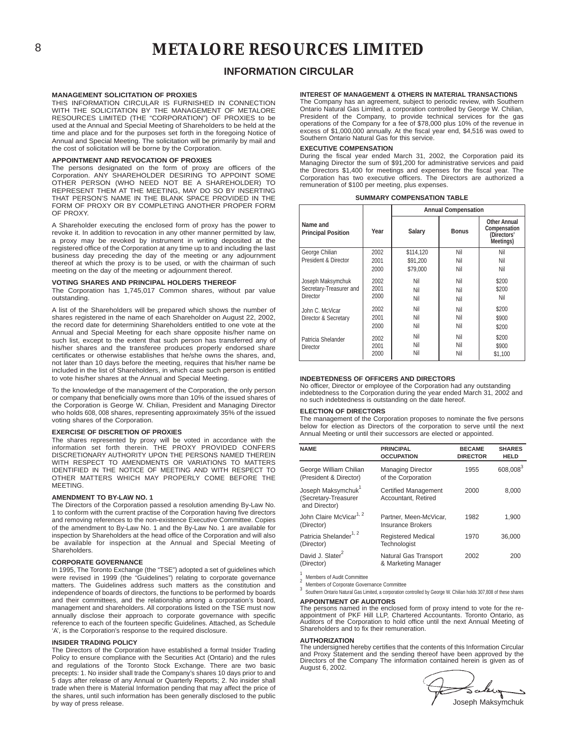# METALORE RESOURCES LIMITED

## INFORMATION CIRCULAR

### MANAGEMENT SOLICITATION OF PROXIES

THIS INFORMATION CIRCULAR IS FURNISHED IN CONNECTION WITH THE SOLICITATION BY THE MANAGEMENT OF METALORE RESOURCES LIMITED (THE "CORPORATION") OF PROXIES to be used at the Annual and Special Meeting of Shareholders to be held at the time and place and for the purposes set forth in the foregoing Notice of Annual and Special Meeting. The solicitation will be primarily by mail and the cost of solicitation will be borne by the Corporation.

### APPOINTMENT AND REVOCATION OF PROXIES

The persons designated on the form of proxy are officers of the Corporation. ANY SHAREHOLDER DESIRING TO APPOINT SOME OTHER PERSON (WHO NEED NOT BE A SHAREHOLDER) TO REPRESENT THEM AT THE MEETING, MAY DO SO BY INSERTING THAT PERSON'S NAME IN THE BLANK SPACE PROVIDED IN THE FORM OF PROXY OR BY COMPLETING ANOTHER PROPER FORM OF PROXY.

A Shareholder executing the enclosed form of proxy has the power to revoke it. In addition to revocation in any other manner permitted by law, a proxy may be revoked by instrument in writing deposited at the registered office of the Corporation at any time up to and including the last business day preceding the day of the meeting or any adjournment thereof at which the proxy is to be used, or with the chairman of such meeting on the day of the meeting or adjournment thereof.

### VOTING SHARES AND PRINCIPAL HOLDERS THEREOF

The Corporation has 1,745,017 Common shares, without par value outstanding.

A list of the Shareholders will be prepared which shows the number of shares registered in the name of each Shareholder on August 22, 2002, the record date for determining Shareholders entitled to one vote at the Annual and Special Meeting for each share opposite his/her name on such list, except to the extent that such person has transferred any of his/her shares and the transferee produces properly endorsed share certificates or otherwise establishes that he/she owns the shares, and, not later than 10 days before the meeting, requires that his/her name be included in the list of Shareholders, in which case such person is entitled to vote his/her shares at the Annual and Special Meeting.

To the knowledge of the management of the Corporation, the only person or company that beneficially owns more than 10% of the issued shares of the Corporation is George W. Chilian, President and Managing Director who holds 608, 008 shares, representing approximately 35% of the issued voting shares of the Corporation.

### EXERCISE OF DISCRETION OF PROXIES

The shares represented by proxy will be voted in accordance with the information set forth therein. THE PROXY PROVIDED CONFERS DISCRETIONARY AUTHORITY UPON THE PERSONS NAMED THEREIN WITH RESPECT TO AMENDMENTS OR VARIATIONS TO MATTERS IDENTIFIED IN THE NOTICE OF MEETING AND WITH RESPECT TO OTHER MATTERS WHICH MAY PROPERLY COME BEFORE THE MEETING.

### AMENDMENT TO BY-LAW NO. 1

The Directors of the Corporation passed a resolution amending By-Law No. 1 to conform with the current practise of the Corporation having five directors and removing references to the non-existence Executive Committee. Copies of the amendment to By-Law No. 1 and the By-Law No. 1 are available for inspection by Shareholders at the head office of the Corporation and will also be available for inspection at the Annual and Special Meeting of Shareholders.

### CORPORATE GOVERNANCE

In 1995, The Toronto Exchange (the "TSE") adopted a set of guidelines which were revised in 1999 (the "Guidelines") relating to corporate governance matters. The Guidelines address such matters as the constitution and independence of boards of directors, the functions to be performed by boards and their committees, and the relationship among a corporation's board, management and shareholders. All corporations listed on the TSE must now annually disclose their approach to corporate governance with specific reference to each of the fourteen specific Guidelines. Attached, as Schedule 'A', is the Corporation's response to the required disclosure.

### INSIDER TRADING POLICY

The Directors of the Corporation have established a formal Insider Trading Policy to ensure compliance with the Securities Act (Ontario) and the rules and regulations of the Toronto Stock Exchange. There are two basic precepts: 1. No insider shall trade the Company's shares 10 days prior to and 5 days after release of any Annual or Quarterly Reports; 2. No insider shall trade when there is Material Information pending that may affect the price of the shares, until such information has been generally disclosed to the public by way of press release.

### INTEREST OF MANAGEMENT & OTHERS IN MATERIAL TRANSACTIONS

The Company has an agreement, subject to periodic review, with Southern Ontario Natural Gas Limited, a corporation controlled by George W. Chilian, President of the Company, to provide technical services for the gas operations of the Company for a fee of $78,000 plus 10% of the revenue in excess of $1,000,000 annually. At the fiscal year end, $4,516 was owed to Southern Ontario Natural Gas for this service.

### EXECUTIVE COMPENSATION

During the fiscal year ended March 31, 2002, the Corporation paid its Managing Director the sum of $91,200 for administrative services and paid the Directors $1,400 for meetings and expenses for the fiscal year. The Corporation has two executive officers. The Directors are authorized a remuneration of $100 per meeting, plus expenses.

**SUMMARY COMPENSATION TABLE**

| Name and Principal Position | Year | Annual Compensation | | |
|---|---|---|---|---|
| | | Salary | Bonus | Other Annual Compensation (Directors' Meetings) |
| George Chilian, President & Director | 2002 | $114,120 | Nil | Nil |
| | 2001 | $91,200 | Nil | Nil |
| | 2000 | $79,000 | Nil | Nil |
| Joseph Maksymchuk, Secretary-Treasurer and Director | 2002 | Nil | Nil | $200 |
| | 2001 | Nil | Nil | $200 |
| | 2000 | Nil | Nil | Nil |
| John C. McVicar, Director & Secretary | 2002 | Nil | Nil | $200 |
| | 2001 | Nil | Nil | $900 |
| | 2000 | Nil | Nil | $200 |
| Patricia Shelander, Director | 2002 | Nil | Nil | $200 |
| | 2001 | Nil | Nil | $900 |
| | 2000 | Nil | Nil | $1,100 |

### INDEBTEDNESS OF OFFICERS AND DIRECTORS

No officer, Director or employee of the Corporation had any outstanding indebtedness to the Corporation during the year ended March 31, 2002 and no such indebtedness is outstanding on the date hereof.

### ELECTION OF DIRECTORS

The management of the Corporation proposes to nominate the five persons below for election as Directors of the corporation to serve until the next Annual Meeting or until their successors are elected or appointed.

| NAME | PRINCIPAL OCCUPATION | BECAME DIRECTOR | SHARES HELD |
|---|---|---|---|
| George William Chilian (President & Director) | Managing Director of the Corporation | 1955 | 608,008[3] |
| Joseph Maksymchuk[1] (Secretary-Treasurer and Director) | Certified Management Accountant, Retired | 2000 | 8,000 |
| John Claire McVicar[1, 2] (Director) | Partner, Meen-McVicar, Insurance Brokers | 1982 | 1,900 |
| Patricia Shelander[1, 2] (Director) | Registered Medical Technologist | 1970 | 36,000 |
| David J. Slater[2] (Director) | Natural Gas Transport & Marketing Manager | 2002 | 200 |

[1] Members of Audit Committee
[2] Members of Corporate Governance Committee
[3] Southern Ontario Natural Gas Limited, a corporation controlled by George W. Chilian holds 307,808 of these shares

### APPOINTMENT OF AUDITORS

The persons named in the enclosed form of proxy intend to vote for the re-appointment of PKF Hill LLP, Chartered Accountants. Toronto Ontario, as Auditors of the Corporation to hold office until the next Annual Meeting of Shareholders and to fix their remuneration.

### AUTHORIZATION

The undersigned hereby certifies that the contents of this Information Circular and Proxy Statement and the sending thereof have been approved by the Directors of the Company The information contained herein is given as of August 6, 2002.

Joseph Maksymchuk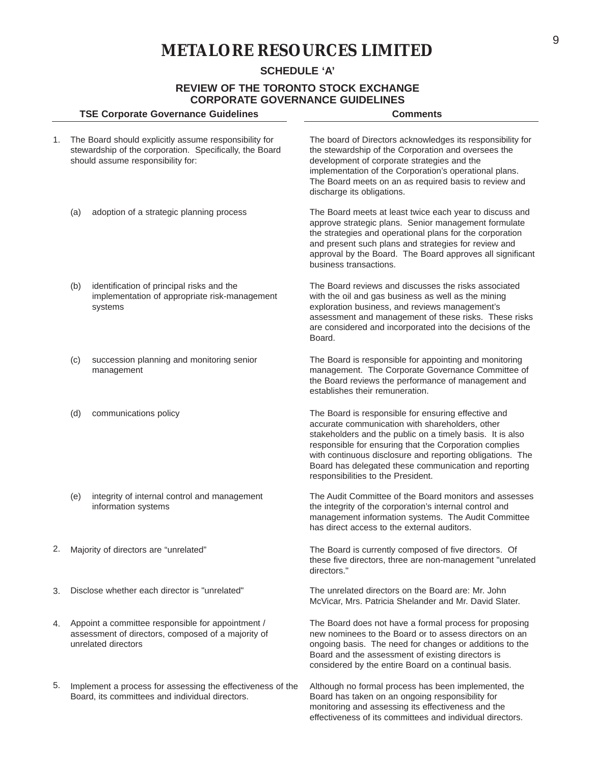# METALORE RESOURCES LIMITED

## SCHEDULE 'A'

## REVIEW OF THE TORONTO STOCK EXCHANGE CORPORATE GOVERNANCE GUIDELINES

| TSE Corporate Governance Guidelines | Comments |
|---|---|
| 1. The Board should explicitly assume responsibility for stewardship of the corporation. Specifically, the Board should assume responsibility for: | The board of Directors acknowledges its responsibility for the stewardship of the Corporation and oversees the development of corporate strategies and the implementation of the Corporation's operational plans. The Board meets on an as required basis to review and discharge its obligations. |
| (a) adoption of a strategic planning process | The Board meets at least twice each year to discuss and approve strategic plans. Senior management formulate the strategies and operational plans for the corporation and present such plans and strategies for review and approval by the Board. The Board approves all significant business transactions. |
| (b) identification of principal risks and the implementation of appropriate risk-management systems | The Board reviews and discusses the risks associated with the oil and gas business as well as the mining exploration business, and reviews management's assessment and management of these risks. These risks are considered and incorporated into the decisions of the Board. |
| (c) succession planning and monitoring senior management | The Board is responsible for appointing and monitoring management. The Corporate Governance Committee of the Board reviews the performance of management and establishes their remuneration. |
| (d) communications policy | The Board is responsible for ensuring effective and accurate communication with shareholders, other stakeholders and the public on a timely basis. It is also responsible for ensuring that the Corporation complies with continuous disclosure and reporting obligations. The Board has delegated these communication and reporting responsibilities to the President. |
| (e) integrity of internal control and management information systems | The Audit Committee of the Board monitors and assesses the integrity of the corporation's internal control and management information systems. The Audit Committee has direct access to the external auditors. |
| 2. Majority of directors are "unrelated" | The Board is currently composed of five directors. Of these five directors, three are non-management "unrelated directors." |
| 3. Disclose whether each director is "unrelated" | The unrelated directors on the Board are: Mr. John McVicar, Mrs. Patricia Shelander and Mr. David Slater. |
| 4. Appoint a committee responsible for appointment / assessment of directors, composed of a majority of unrelated directors | The Board does not have a formal process for proposing new nominees to the Board or to assess directors on an ongoing basis. The need for changes or additions to the Board and the assessment of existing directors is considered by the entire Board on a continual basis. |
| 5. Implement a process for assessing the effectiveness of the Board, its committees and individual directors. | Although no formal process has been implemented, the Board has taken on an ongoing responsibility for monitoring and assessing its effectiveness and the effectiveness of its committees and individual directors. |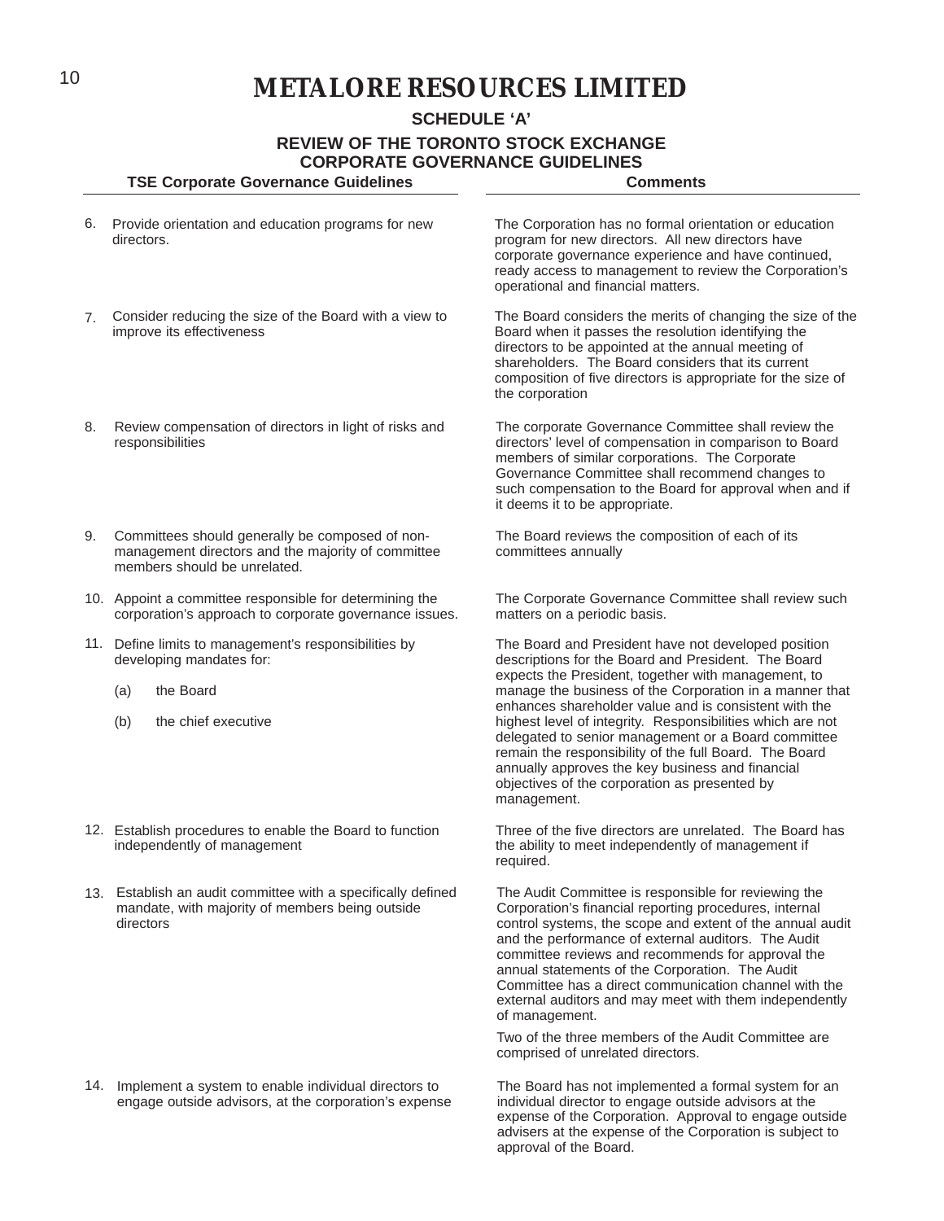# METALORE RESOURCES LIMITED

## SCHEDULE 'A'

## REVIEW OF THE TORONTO STOCK EXCHANGE CORPORATE GOVERNANCE GUIDELINES

| TSE Corporate Governance Guidelines | Comments |
|---|---|
| 6. Provide orientation and education programs for new directors. | The Corporation has no formal orientation or education program for new directors. All new directors have corporate governance experience and have continued, ready access to management to review the Corporation's operational and financial matters. |
| 7. Consider reducing the size of the Board with a view to improve its effectiveness | The Board considers the merits of changing the size of the Board when it passes the resolution identifying the directors to be appointed at the annual meeting of shareholders. The Board considers that its current composition of five directors is appropriate for the size of the corporation |
| 8. Review compensation of directors in light of risks and responsibilities | The corporate Governance Committee shall review the directors' level of compensation in comparison to Board members of similar corporations. The Corporate Governance Committee shall recommend changes to such compensation to the Board for approval when and if it deems it to be appropriate. |
| 9. Committees should generally be composed of non-management directors and the majority of committee members should be unrelated. | The Board reviews the composition of each of its committees annually |
| 10. Appoint a committee responsible for determining the corporation's approach to corporate governance issues. | The Corporate Governance Committee shall review such matters on a periodic basis. |
| 11. Define limits to management's responsibilities by developing mandates for: (a) the Board (b) the chief executive | The Board and President have not developed position descriptions for the Board and President. The Board expects the President, together with management, to manage the business of the Corporation in a manner that enhances shareholder value and is consistent with the highest level of integrity. Responsibilities which are not delegated to senior management or a Board committee remain the responsibility of the full Board. The Board annually approves the key business and financial objectives of the corporation as presented by management. |
| 12. Establish procedures to enable the Board to function independently of management | Three of the five directors are unrelated. The Board has the ability to meet independently of management if required. |
| 13. Establish an audit committee with a specifically defined mandate, with majority of members being outside directors | The Audit Committee is responsible for reviewing the Corporation's financial reporting procedures, internal control systems, the scope and extent of the annual audit and the performance of external auditors. The Audit committee reviews and recommends for approval the annual statements of the Corporation. The Audit Committee has a direct communication channel with the external auditors and may meet with them independently of management. Two of the three members of the Audit Committee are comprised of unrelated directors. |
| 14. Implement a system to enable individual directors to engage outside advisors, at the corporation's expense | The Board has not implemented a formal system for an individual director to engage outside advisors at the expense of the Corporation. Approval to engage outside advisers at the expense of the Corporation is subject to approval of the Board. |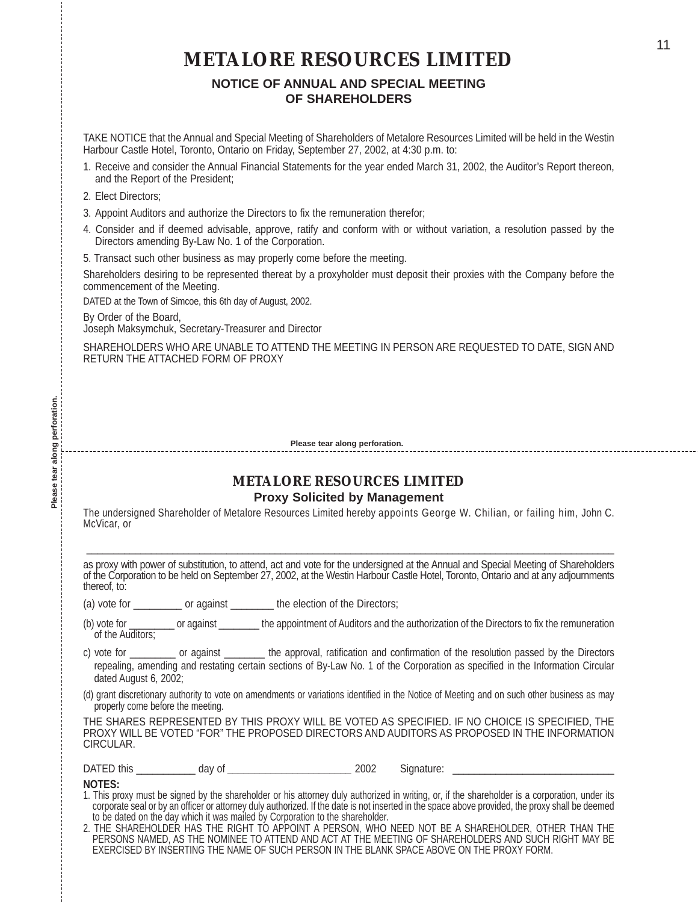# METALORE RESOURCES LIMITED

## NOTICE OF ANNUAL AND SPECIAL MEETING OF SHAREHOLDERS

TAKE NOTICE that the Annual and Special Meeting of Shareholders of Metalore Resources Limited will be held in the Westin Harbour Castle Hotel, Toronto, Ontario on Friday, September 27, 2002, at 4:30 p.m. to:

1. Receive and consider the Annual Financial Statements for the year ended March 31, 2002, the Auditor's Report thereon, and the Report of the President;
2. Elect Directors;
3. Appoint Auditors and authorize the Directors to fix the remuneration therefor;
4. Consider and if deemed advisable, approve, ratify and conform with or without variation, a resolution passed by the Directors amending By-Law No. 1 of the Corporation.
5. Transact such other business as may properly come before the meeting.

Shareholders desiring to be represented thereat by a proxyholder must deposit their proxies with the Company before the commencement of the Meeting.

DATED at the Town of Simcoe, this 6th day of August, 2002.

By Order of the Board,
Joseph Maksymchuk, Secretary-Treasurer and Director

SHAREHOLDERS WHO ARE UNABLE TO ATTEND THE MEETING IN PERSON ARE REQUESTED TO DATE, SIGN AND RETURN THE ATTACHED FORM OF PROXY

Please tear along perforation.

---

## METALORE RESOURCES LIMITED

### Proxy Solicited by Management

The undersigned Shareholder of Metalore Resources Limited hereby appoints George W. Chilian, or failing him, John C. McVicar, or

_______________________________________________________________________________

as proxy with power of substitution, to attend, act and vote for the undersigned at the Annual and Special Meeting of Shareholders of the Corporation to be held on September 27, 2002, at the Westin Harbour Castle Hotel, Toronto, Ontario and at any adjournments thereof, to:

(a) vote for _________ or against ________ the election of the Directors;

(b) vote for ________ or against ________ the appointment of Auditors and the authorization of the Directors to fix the remuneration of the Auditors;

c) vote for _________ or against ________ the approval, ratification and confirmation of the resolution passed by the Directors repealing, amending and restating certain sections of By-Law No. 1 of the Corporation as specified in the Information Circular dated August 6, 2002;

(d) grant discretionary authority to vote on amendments or variations identified in the Notice of Meeting and on such other business as may properly come before the meeting.

THE SHARES REPRESENTED BY THIS PROXY WILL BE VOTED AS SPECIFIED. IF NO CHOICE IS SPECIFIED, THE PROXY WILL BE VOTED "FOR" THE PROPOSED DIRECTORS AND AUDITORS AS PROPOSED IN THE INFORMATION CIRCULAR.

DATED this ___________ day of _______________________ 2002 Signature: ______________________________

**NOTES:**

1. This proxy must be signed by the shareholder or his attorney duly authorized in writing, or, if the shareholder is a corporation, under its corporate seal or by an officer or attorney duly authorized. If the date is not inserted in the space above provided, the proxy shall be deemed to be dated on the day which it was mailed by Corporation to the shareholder.
2. THE SHAREHOLDER HAS THE RIGHT TO APPOINT A PERSON, WHO NEED NOT BE A SHAREHOLDER, OTHER THAN THE PERSONS NAMED, AS THE NOMINEE TO ATTEND AND ACT AT THE MEETING OF SHAREHOLDERS AND SUCH RIGHT MAY BE EXERCISED BY INSERTING THE NAME OF SUCH PERSON IN THE BLANK SPACE ABOVE ON THE PROXY FORM.

Please tear along perforation.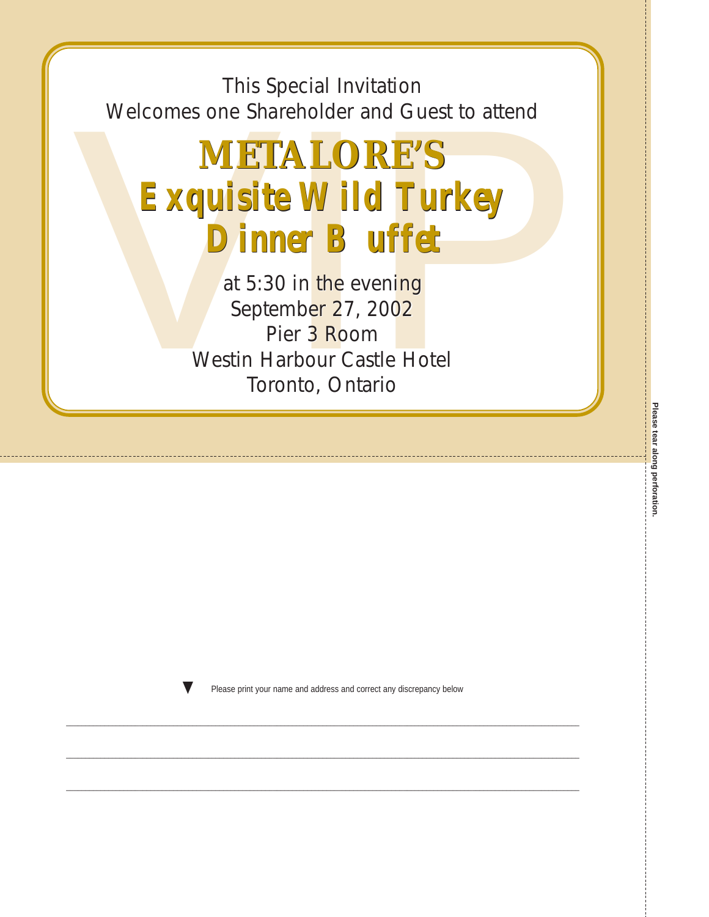This Special Invitation
Welcomes one Shareholder and Guest to attend

# METALORE'S
# Exquisite Wild Turkey Dinner Buffet

at 5:30 in the evening
September 27, 2002
Pier 3 Room
Westin Harbour Castle Hotel
Toronto, Ontario

Please tear along perforation.

▼ Please print your name and address and correct any discrepancy below

\_\_\_\_\_\_\_\_\_\_\_\_\_\_\_\_\_\_\_\_\_\_\_\_\_\_\_\_\_\_\_\_\_\_\_\_\_\_\_\_\_\_\_\_\_\_\_\_\_\_\_\_\_\_\_\_\_\_\_\_\_\_\_\_\_\_\_\_\_\_\_\_\_\_\_\_\_\_

\_\_\_\_\_\_\_\_\_\_\_\_\_\_\_\_\_\_\_\_\_\_\_\_\_\_\_\_\_\_\_\_\_\_\_\_\_\_\_\_\_\_\_\_\_\_\_\_\_\_\_\_\_\_\_\_\_\_\_\_\_\_\_\_\_\_\_\_\_\_\_\_\_\_\_\_\_\_

\_\_\_\_\_\_\_\_\_\_\_\_\_\_\_\_\_\_\_\_\_\_\_\_\_\_\_\_\_\_\_\_\_\_\_\_\_\_\_\_\_\_\_\_\_\_\_\_\_\_\_\_\_\_\_\_\_\_\_\_\_\_\_\_\_\_\_\_\_\_\_\_\_\_\_\_\_\_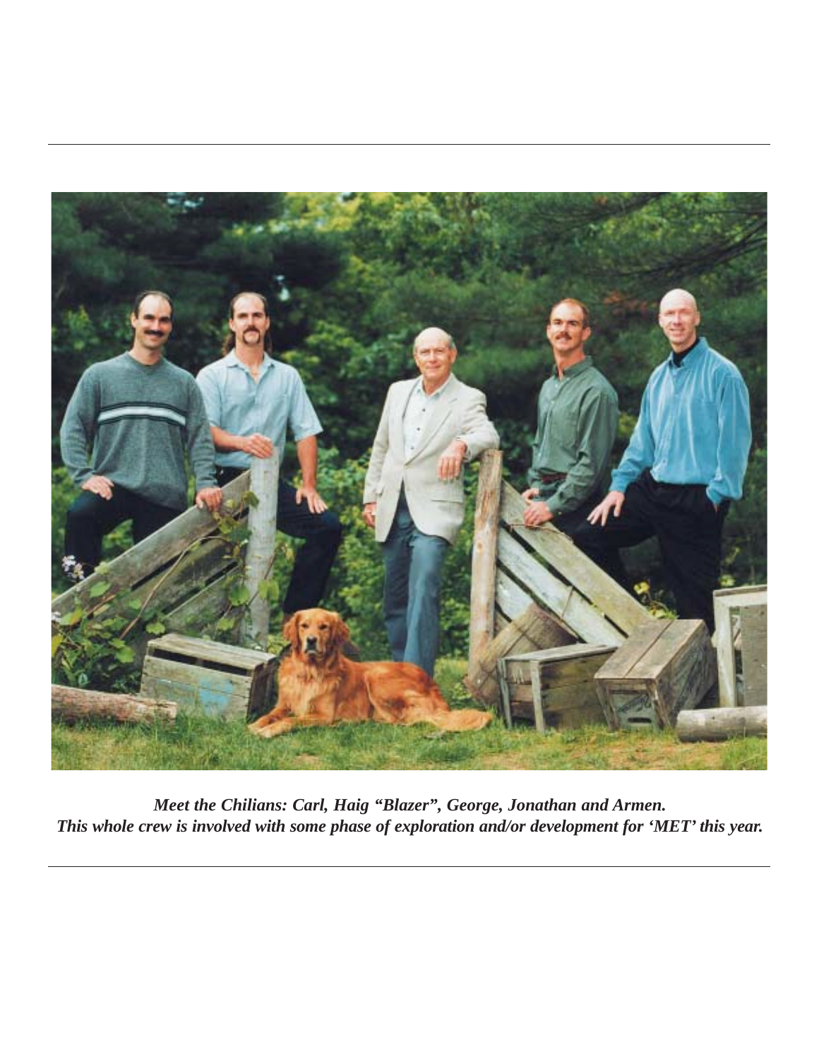*Meet the Chilians: Carl, Haig "Blazer", George, Jonathan and Armen.*
*This whole crew is involved with some phase of exploration and/or development for 'MET' this year.*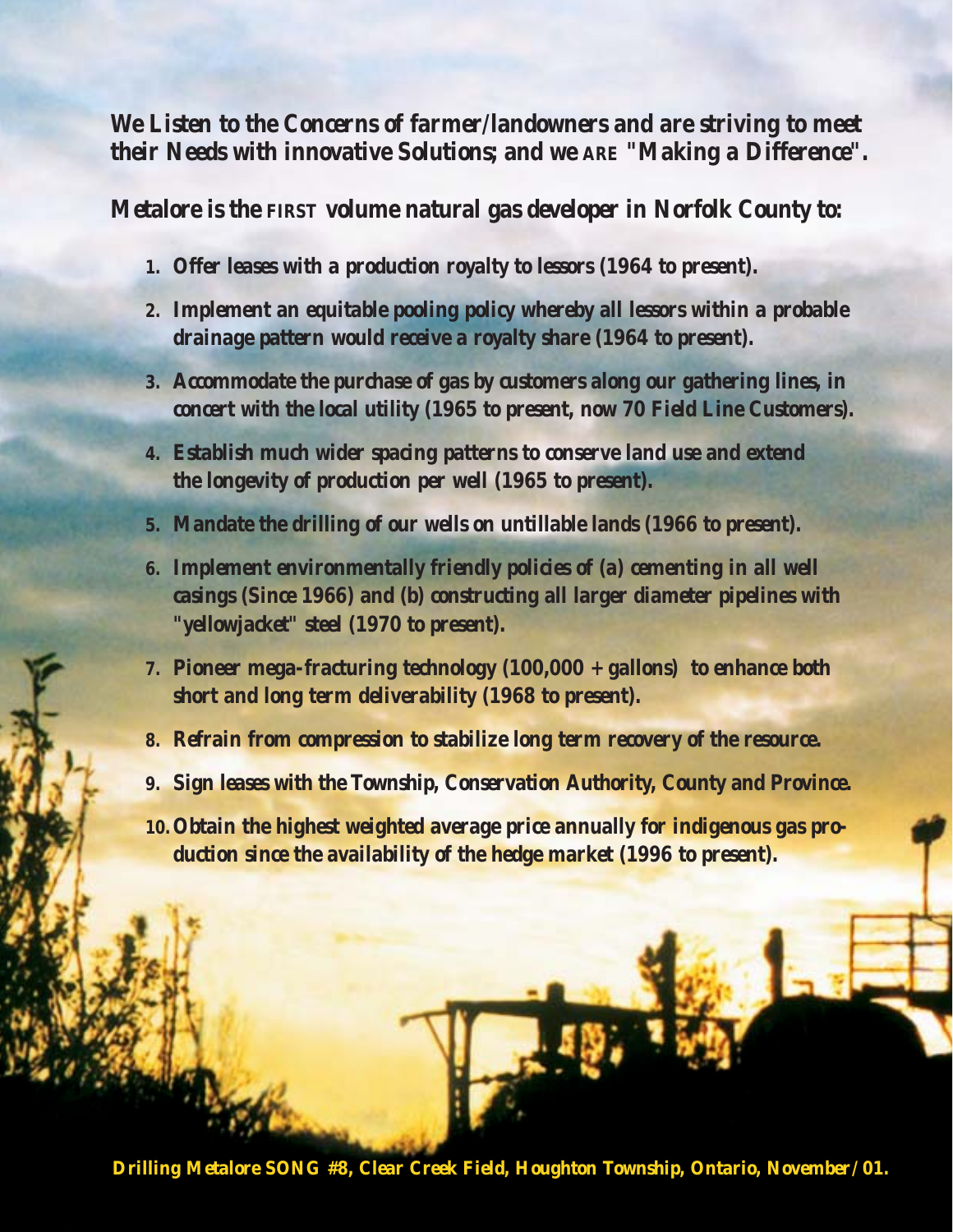**We Listen to the Concerns of farmer/landowners and are striving to meet their Needs with innovative Solutions; and we ARE "Making a Difference".**

**Metalore is the FIRST volume natural gas developer in Norfolk County to:**

1. **Offer leases with a production royalty to lessors (1964 to present).**
2. **Implement an equitable pooling policy whereby all lessors within a probable drainage pattern would receive a royalty share (1964 to present).**
3. **Accommodate the purchase of gas by customers along our gathering lines, in concert with the local utility (1965 to present, now 70 Field Line Customers).**
4. **Establish much wider spacing patterns to conserve land use and extend the longevity of production per well (1965 to present).**
5. **Mandate the drilling of our wells on untillable lands (1966 to present).**
6. **Implement environmentally friendly policies of (a) cementing in all well casings (Since 1966) and (b) constructing all larger diameter pipelines with "yellowjacket" steel (1970 to present).**
7. **Pioneer mega-fracturing technology (100,000 + gallons) to enhance both short and long term deliverability (1968 to present).**
8. **Refrain from compression to stabilize long term recovery of the resource.**
9. **Sign leases with the Township, Conservation Authority, County and Province.**
10. **Obtain the highest weighted average price annually for indigenous gas production since the availability of the hedge market (1996 to present).**

**Drilling Metalore SONG #8, Clear Creek Field, Houghton Township, Ontario, November/01.**